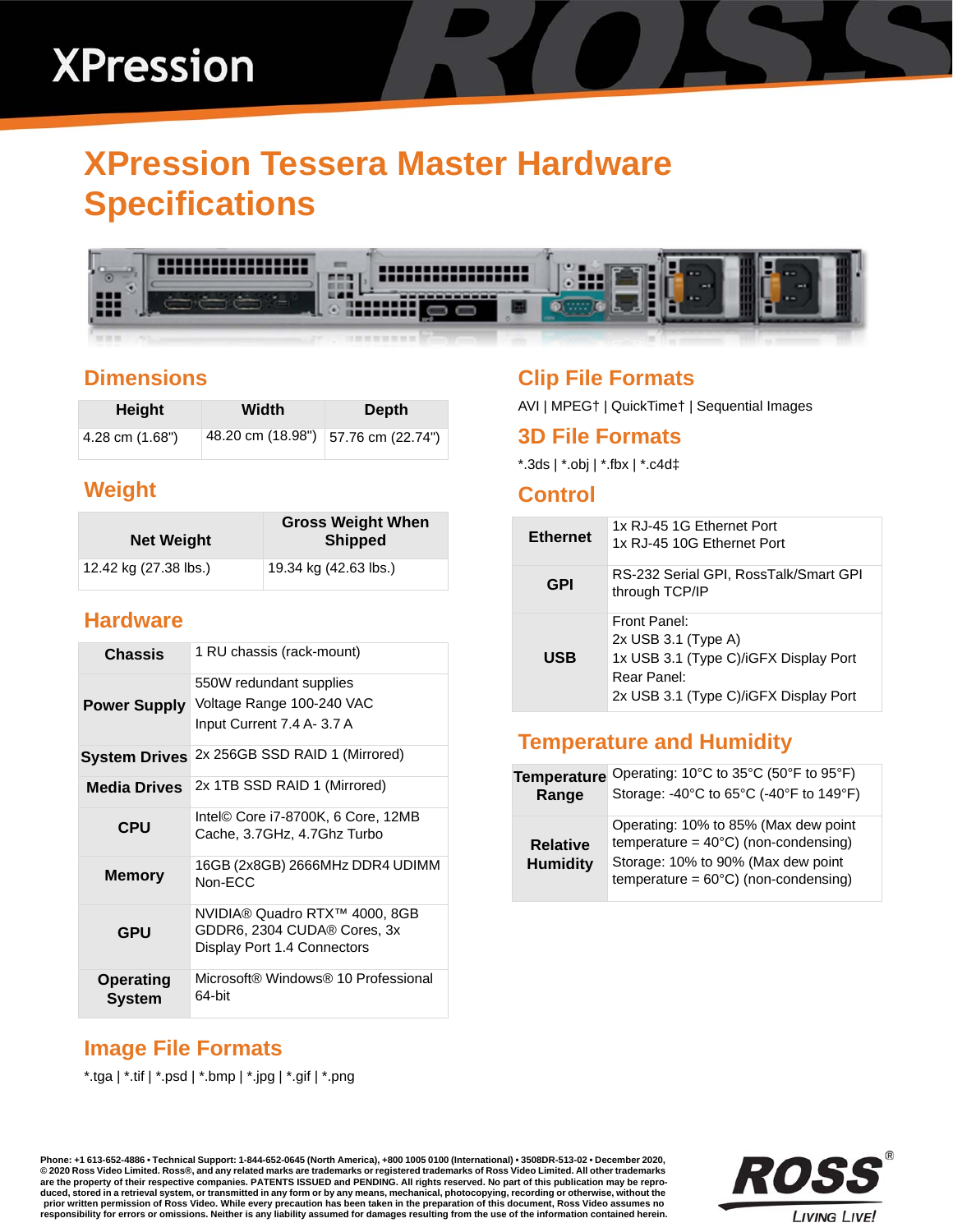XPression

# XPression Tessera Master Hardware Specifications

## Dimensions

| Height | Width | Depth |
|---|---|---|
| 4.28 cm (1.68") | 48.20 cm (18.98") | 57.76 cm (22.74") |

## Weight

| Net Weight | Gross Weight When Shipped |
|---|---|
| 12.42 kg (27.38 lbs.) | 19.34 kg (42.63 lbs.) |

## Hardware

| | |
|---|---|
| **Chassis** | 1 RU chassis (rack-mount) |
| **Power Supply** | 550W redundant supplies<br>Voltage Range 100-240 VAC<br>Input Current 7.4 A- 3.7 A |
| **System Drives** | 2x 256GB SSD RAID 1 (Mirrored) |
| **Media Drives** | 2x 1TB SSD RAID 1 (Mirrored) |
| **CPU** | Intel© Core i7-8700K, 6 Core, 12MB Cache, 3.7GHz, 4.7Ghz Turbo |
| **Memory** | 16GB (2x8GB) 2666MHz DDR4 UDIMM Non-ECC |
| **GPU** | NVIDIA® Quadro RTX™ 4000, 8GB GDDR6, 2304 CUDA® Cores, 3x Display Port 1.4 Connectors |
| **Operating System** | Microsoft® Windows® 10 Professional 64-bit |

## Image File Formats

*.tga | *.tif | *.psd | *.bmp | *.jpg | *.gif | *.png

## Clip File Formats

AVI | MPEG† | QuickTime† | Sequential Images

## 3D File Formats

*.3ds | *.obj | *.fbx | *.c4d‡

## Control

| | |
|---|---|
| **Ethernet** | 1x RJ-45 1G Ethernet Port<br>1x RJ-45 10G Ethernet Port |
| **GPI** | RS-232 Serial GPI, RossTalk/Smart GPI through TCP/IP |
| **USB** | Front Panel:<br>2x USB 3.1 (Type A)<br>1x USB 3.1 (Type C)/iGFX Display Port<br>Rear Panel:<br>2x USB 3.1 (Type C)/iGFX Display Port |

## Temperature and Humidity

| | |
|---|---|
| **Temperature Range** | Operating: 10°C to 35°C (50°F to 95°F)<br>Storage: -40°C to 65°C (-40°F to 149°F) |
| **Relative Humidity** | Operating: 10% to 85% (Max dew point temperature = 40°C) (non-condensing)<br>Storage: 10% to 90% (Max dew point temperature = 60°C) (non-condensing) |

**Phone: +1 613-652-4886 • Technical Support: 1-844-652-0645 (North America), +800 1005 0100 (International) • 3508DR-513-02 • December 2020, © 2020 Ross Video Limited. Ross®, and any related marks are trademarks or registered trademarks of Ross Video Limited. All other trademarks are the property of their respective companies. PATENTS ISSUED and PENDING. All rights reserved. No part of this publication may be reproduced, stored in a retrieval system, or transmitted in any form or by any means, mechanical, photocopying, recording or otherwise, without the prior written permission of Ross Video. While every precaution has been taken in the preparation of this document, Ross Video assumes no responsibility for errors or omissions. Neither is any liability assumed for damages resulting from the use of the information contained herein.**

ROSS® LIVING LIVE!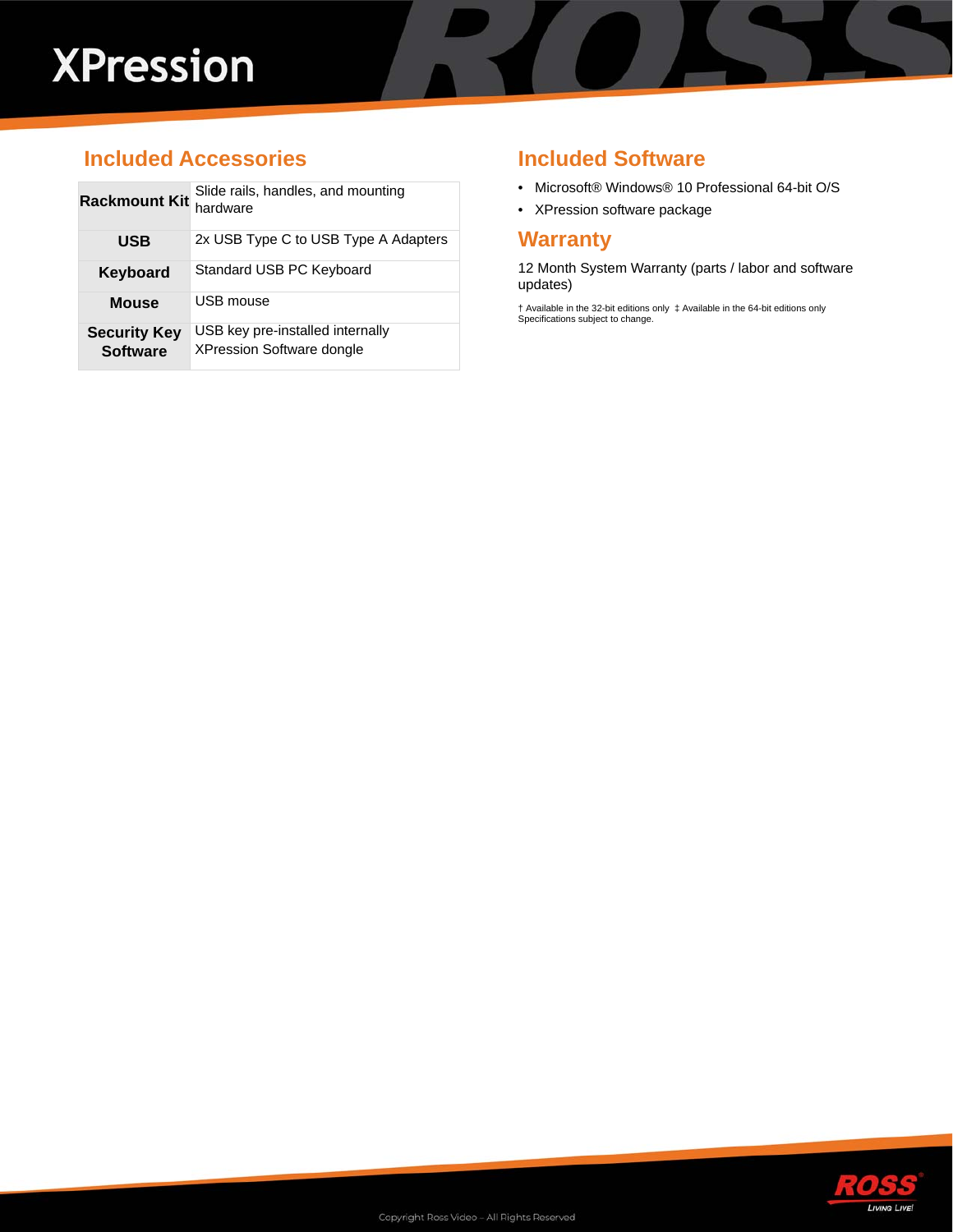## Included Accessories

| | |
|---|---|
| **Rackmount Kit** | Slide rails, handles, and mounting hardware |
| **USB** | 2x USB Type C to USB Type A Adapters |
| **Keyboard** | Standard USB PC Keyboard |
| **Mouse** | USB mouse |
| **Security Key Software** | USB key pre-installed internally XPression Software dongle |

## Included Software

- Microsoft® Windows® 10 Professional 64-bit O/S
- XPression software package

## Warranty

12 Month System Warranty (parts / labor and software updates)

† Available in the 32-bit editions only ‡ Available in the 64-bit editions only
Specifications subject to change.